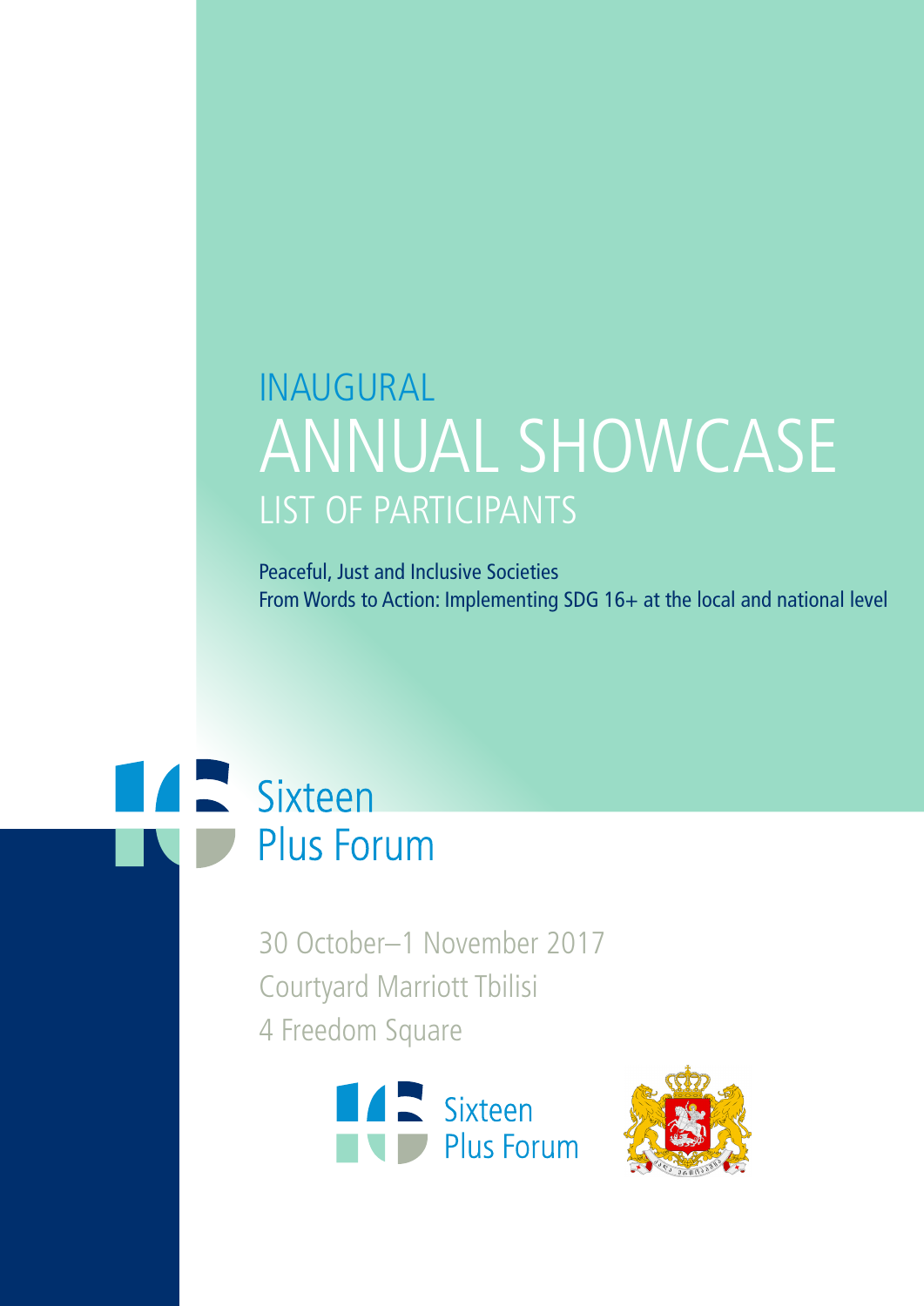# INAUGURAL ANNUAL SHOWCASE

## LIST OF PARTICIPANTS

Peaceful, Just and Inclusive Societies
From Words to Action: Implementing SDG 16+ at the local and national level

Sixteen Plus Forum

30 October–1 November 2017
Courtyard Marriott Tbilisi
4 Freedom Square

Sixteen Plus Forum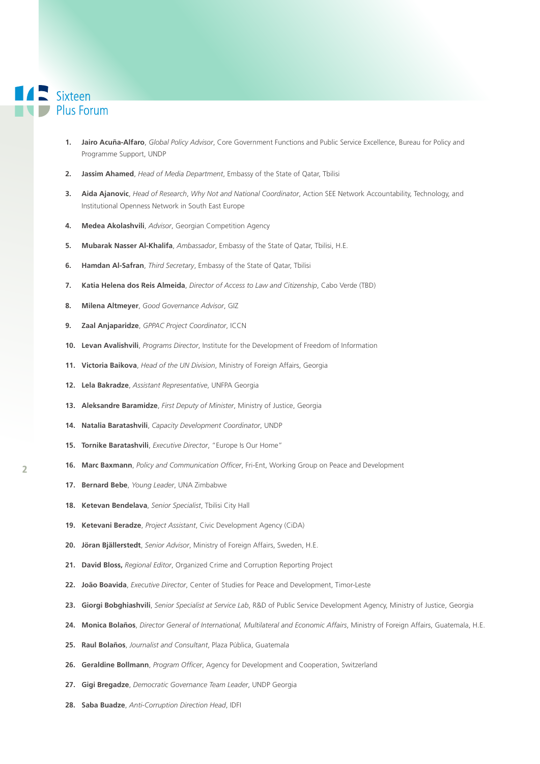1. **Jairo Acuña-Alfaro**, *Global Policy Advisor*, Core Government Functions and Public Service Excellence, Bureau for Policy and Programme Support, UNDP
2. **Jassim Ahamed**, *Head of Media Department*, Embassy of the State of Qatar, Tbilisi
3. **Aida Ajanovic**, *Head of Research*, *Why Not and National Coordinator*, Action SEE Network Accountability, Technology, and Institutional Openness Network in South East Europe
4. **Medea Akolashvili**, *Advisor*, Georgian Competition Agency
5. **Mubarak Nasser Al-Khalifa**, *Ambassador*, Embassy of the State of Qatar, Tbilisi, H.E.
6. **Hamdan Al-Safran**, *Third Secretary*, Embassy of the State of Qatar, Tbilisi
7. **Katia Helena dos Reis Almeida**, *Director of Access to Law and Citizenship*, Cabo Verde (TBD)
8. **Milena Altmeyer**, *Good Governance Advisor*, GIZ
9. **Zaal Anjaparidze**, *GPPAC Project Coordinator*, ICCN
10. **Levan Avalishvili**, *Programs Director*, Institute for the Development of Freedom of Information
11. **Victoria Baikova**, *Head of the UN Division*, Ministry of Foreign Affairs, Georgia
12. **Lela Bakradze**, *Assistant Representative*, UNFPA Georgia
13. **Aleksandre Baramidze**, *First Deputy of Minister*, Ministry of Justice, Georgia
14. **Natalia Baratashvili**, *Capacity Development Coordinator*, UNDP
15. **Tornike Baratashvili**, *Executive Director*, "Europe Is Our Home"
16. **Marc Baxmann**, *Policy and Communication Officer*, Fri-Ent, Working Group on Peace and Development
17. **Bernard Bebe**, *Young Leader*, UNA Zimbabwe
18. **Ketevan Bendelava**, *Senior Specialist*, Tbilisi City Hall
19. **Ketevani Beradze**, *Project Assistant*, Civic Development Agency (CiDA)
20. **Jöran Bjällerstedt**, *Senior Advisor*, Ministry of Foreign Affairs, Sweden, H.E.
21. **David Bloss,** *Regional Editor*, Organized Crime and Corruption Reporting Project
22. **João Boavida**, *Executive Director*, Center of Studies for Peace and Development, Timor-Leste
23. **Giorgi Bobghiashvili**, *Senior Specialist at Service Lab*, R&D of Public Service Development Agency, Ministry of Justice, Georgia
24. **Monica Bolaños**, *Director General of International, Multilateral and Economic Affairs*, Ministry of Foreign Affairs, Guatemala, H.E.
25. **Raul Bolaños**, *Journalist and Consultant*, Plaza Pública, Guatemala
26. **Geraldine Bollmann**, *Program Officer*, Agency for Development and Cooperation, Switzerland
27. **Gigi Bregadze**, *Democratic Governance Team Leader*, UNDP Georgia
28. **Saba Buadze**, *Anti-Corruption Direction Head*, IDFI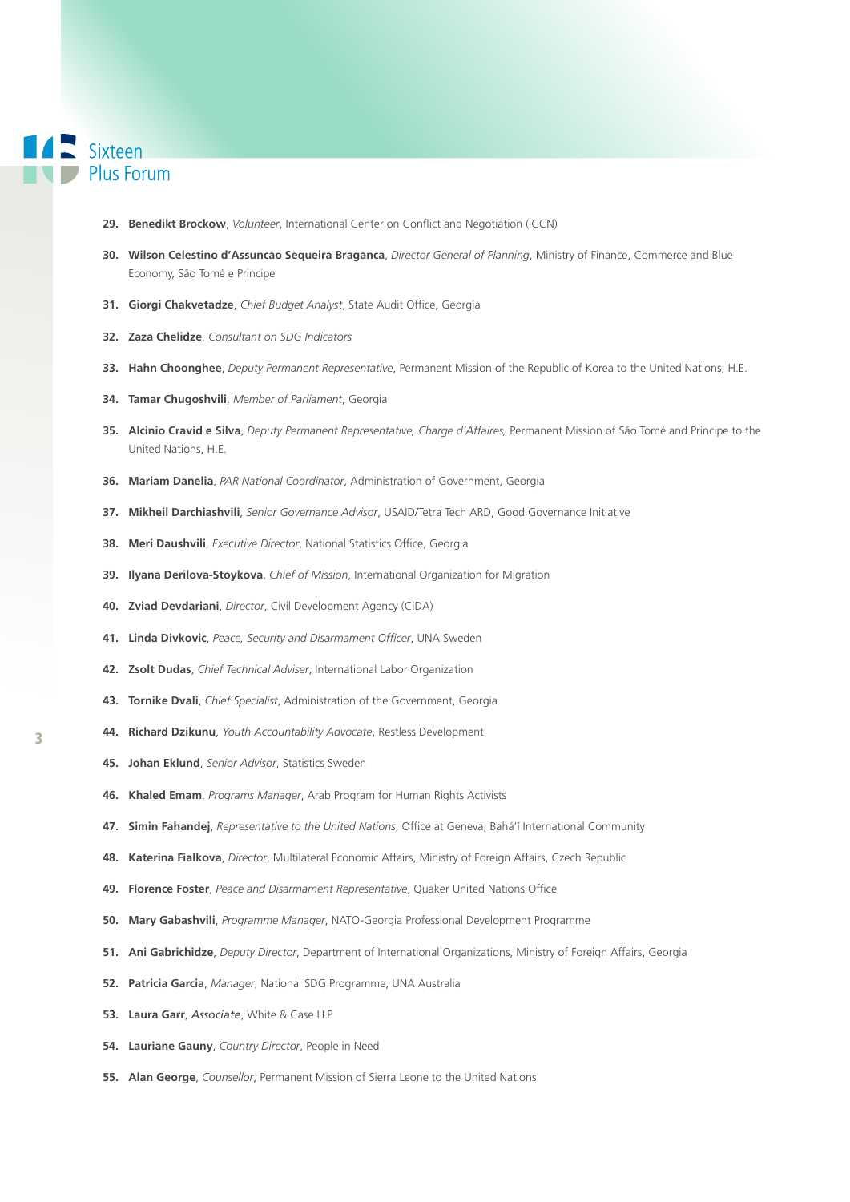29. **Benedikt Brockow**, *Volunteer*, International Center on Conflict and Negotiation (ICCN)
30. **Wilson Celestino d'Assuncao Sequeira Braganca**, *Director General of Planning*, Ministry of Finance, Commerce and Blue Economy, São Tomé e Principe
31. **Giorgi Chakvetadze**, *Chief Budget Analyst*, State Audit Office, Georgia
32. **Zaza Chelidze**, *Consultant on SDG Indicators*
33. **Hahn Choonghee**, *Deputy Permanent Representative*, Permanent Mission of the Republic of Korea to the United Nations, H.E.
34. **Tamar Chugoshvili**, *Member of Parliament*, Georgia
35. **Alcinio Cravid e Silva**, *Deputy Permanent Representative, Charge d'Affaires*, Permanent Mission of São Tomé and Principe to the United Nations, H.E.
36. **Mariam Danelia**, *PAR National Coordinator*, Administration of Government, Georgia
37. **Mikheil Darchiashvili**, *Senior Governance Advisor*, USAID/Tetra Tech ARD, Good Governance Initiative
38. **Meri Daushvili**, *Executive Director*, National Statistics Office, Georgia
39. **Ilyana Derilova-Stoykova**, *Chief of Mission*, International Organization for Migration
40. **Zviad Devdariani**, *Director*, Civil Development Agency (CiDA)
41. **Linda Divkovic**, *Peace, Security and Disarmament Officer*, UNA Sweden
42. **Zsolt Dudas**, *Chief Technical Adviser*, International Labor Organization
43. **Tornike Dvali**, *Chief Specialist*, Administration of the Government, Georgia
44. **Richard Dzikunu**, *Youth Accountability Advocate*, Restless Development
45. **Johan Eklund**, *Senior Advisor*, Statistics Sweden
46. **Khaled Emam**, *Programs Manager*, Arab Program for Human Rights Activists
47. **Simin Fahandej**, *Representative to the United Nations*, Office at Geneva, Bahá'í International Community
48. **Katerina Fialkova**, *Director*, Multilateral Economic Affairs, Ministry of Foreign Affairs, Czech Republic
49. **Florence Foster**, *Peace and Disarmament Representative*, Quaker United Nations Office
50. **Mary Gabashvili**, *Programme Manager*, NATO-Georgia Professional Development Programme
51. **Ani Gabrichidze**, *Deputy Director*, Department of International Organizations, Ministry of Foreign Affairs, Georgia
52. **Patricia Garcia**, *Manager*, National SDG Programme, UNA Australia
53. **Laura Garr**, *Associate*, White & Case LLP
54. **Lauriane Gauny**, *Country Director*, People in Need
55. **Alan George**, *Counsellor*, Permanent Mission of Sierra Leone to the United Nations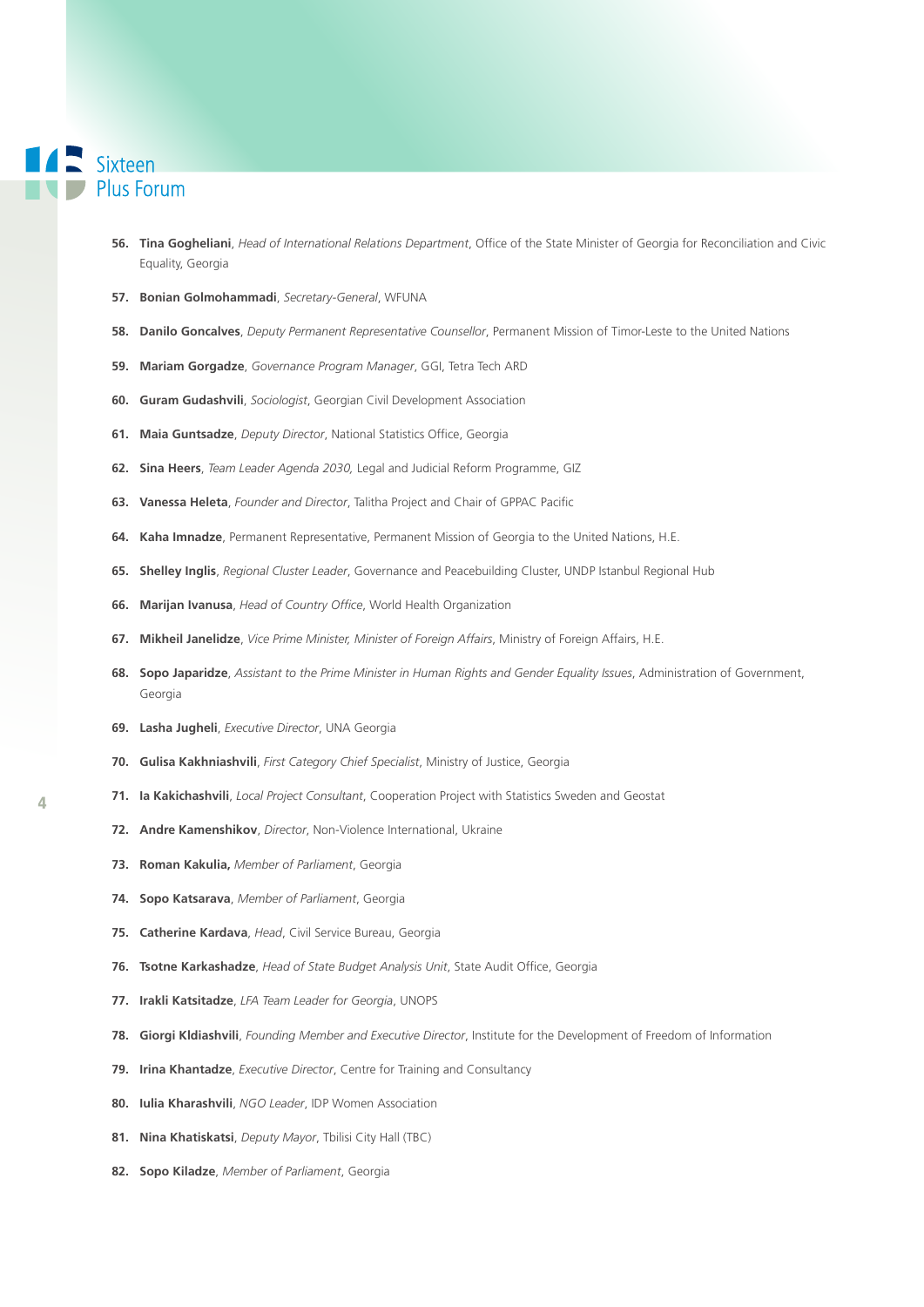56. **Tina Gogheliani**, *Head of International Relations Department*, Office of the State Minister of Georgia for Reconciliation and Civic Equality, Georgia
57. **Bonian Golmohammadi**, *Secretary-General*, WFUNA
58. **Danilo Goncalves**, *Deputy Permanent Representative Counsellor*, Permanent Mission of Timor-Leste to the United Nations
59. **Mariam Gorgadze**, *Governance Program Manager*, GGI, Tetra Tech ARD
60. **Guram Gudashvili**, *Sociologist*, Georgian Civil Development Association
61. **Maia Guntsadze**, *Deputy Director*, National Statistics Office, Georgia
62. **Sina Heers**, *Team Leader Agenda 2030,* Legal and Judicial Reform Programme, GIZ
63. **Vanessa Heleta**, *Founder and Director*, Talitha Project and Chair of GPPAC Pacific
64. **Kaha Imnadze**, Permanent Representative, Permanent Mission of Georgia to the United Nations, H.E.
65. **Shelley Inglis**, *Regional Cluster Leader*, Governance and Peacebuilding Cluster, UNDP Istanbul Regional Hub
66. **Marijan Ivanusa**, *Head of Country Office*, World Health Organization
67. **Mikheil Janelidze**, *Vice Prime Minister, Minister of Foreign Affairs*, Ministry of Foreign Affairs, H.E.
68. **Sopo Japaridze**, *Assistant to the Prime Minister in Human Rights and Gender Equality Issues*, Administration of Government, Georgia
69. **Lasha Jugheli**, *Executive Director*, UNA Georgia
70. **Gulisa Kakhniashvili**, *First Category Chief Specialist*, Ministry of Justice, Georgia
71. **Ia Kakichashvili**, *Local Project Consultant*, Cooperation Project with Statistics Sweden and Geostat
72. **Andre Kamenshikov**, *Director*, Non-Violence International, Ukraine
73. **Roman Kakulia,** *Member of Parliament*, Georgia
74. **Sopo Katsarava**, *Member of Parliament*, Georgia
75. **Catherine Kardava**, *Head*, Civil Service Bureau, Georgia
76. **Tsotne Karkashadze**, *Head of State Budget Analysis Unit*, State Audit Office, Georgia
77. **Irakli Katsitadze**, *LFA Team Leader for Georgia*, UNOPS
78. **Giorgi Kldiashvili**, *Founding Member and Executive Director*, Institute for the Development of Freedom of Information
79. **Irina Khantadze**, *Executive Director*, Centre for Training and Consultancy
80. **Iulia Kharashvili**, *NGO Leader*, IDP Women Association
81. **Nina Khatiskatsi**, *Deputy Mayor*, Tbilisi City Hall (TBC)
82. **Sopo Kiladze**, *Member of Parliament*, Georgia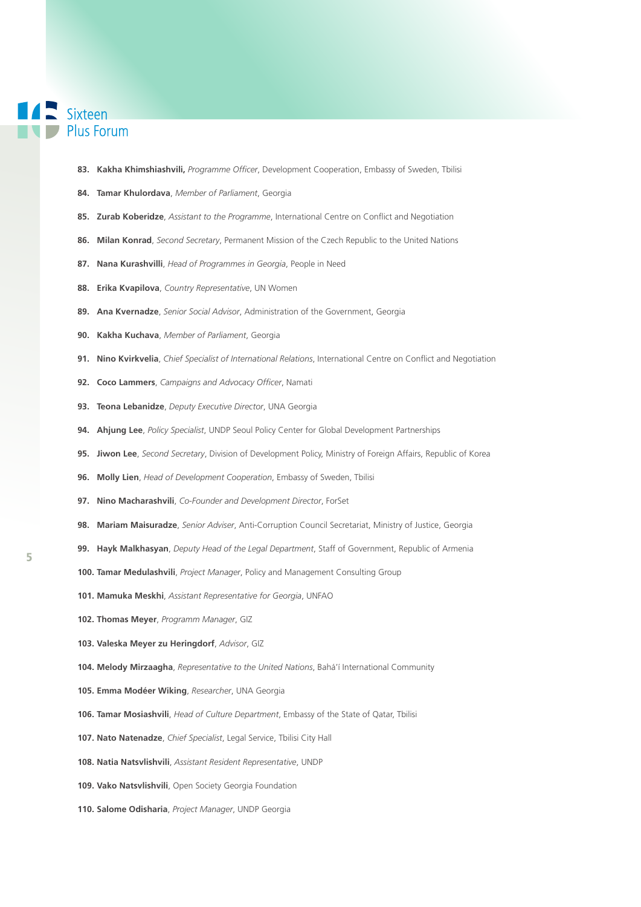83. **Kakha Khimshiashvili,** *Programme Officer*, Development Cooperation, Embassy of Sweden, Tbilisi

84. **Tamar Khulordava**, *Member of Parliament*, Georgia

85. **Zurab Koberidze**, *Assistant to the Programme*, International Centre on Conflict and Negotiation

86. **Milan Konrad**, *Second Secretary*, Permanent Mission of the Czech Republic to the United Nations

87. **Nana Kurashvilli**, *Head of Programmes in Georgia*, People in Need

88. **Erika Kvapilova**, *Country Representative*, UN Women

89. **Ana Kvernadze**, *Senior Social Advisor*, Administration of the Government, Georgia

90. **Kakha Kuchava**, *Member of Parliament*, Georgia

91. **Nino Kvirkvelia**, *Chief Specialist of International Relations*, International Centre on Conflict and Negotiation

92. **Coco Lammers**, *Campaigns and Advocacy Officer*, Namati

93. **Teona Lebanidze**, *Deputy Executive Director*, UNA Georgia

94. **Ahjung Lee**, *Policy Specialist*, UNDP Seoul Policy Center for Global Development Partnerships

95. **Jiwon Lee**, *Second Secretary*, Division of Development Policy, Ministry of Foreign Affairs, Republic of Korea

96. **Molly Lien**, *Head of Development Cooperation*, Embassy of Sweden, Tbilisi

97. **Nino Macharashvili**, *Co-Founder and Development Director*, ForSet

98. **Mariam Maisuradze**, *Senior Adviser*, Anti-Corruption Council Secretariat, Ministry of Justice, Georgia

99. **Hayk Malkhasyan**, *Deputy Head of the Legal Department*, Staff of Government, Republic of Armenia

100. **Tamar Medulashvili**, *Project Manager*, Policy and Management Consulting Group

101. **Mamuka Meskhi**, *Assistant Representative for Georgia*, UNFAO

102. **Thomas Meyer**, *Programm Manager*, GIZ

103. **Valeska Meyer zu Heringdorf**, *Advisor*, GIZ

104. **Melody Mirzaagha**, *Representative to the United Nations*, Bahá'í International Community

105. **Emma Modéer Wiking**, *Researcher*, UNA Georgia

106. **Tamar Mosiashvili**, *Head of Culture Department*, Embassy of the State of Qatar, Tbilisi

107. **Nato Natenadze**, *Chief Specialist*, Legal Service, Tbilisi City Hall

108. **Natia Natsvlishvili**, *Assistant Resident Representative*, UNDP

109. **Vako Natsvlishvili**, Open Society Georgia Foundation

110. **Salome Odisharia**, *Project Manager*, UNDP Georgia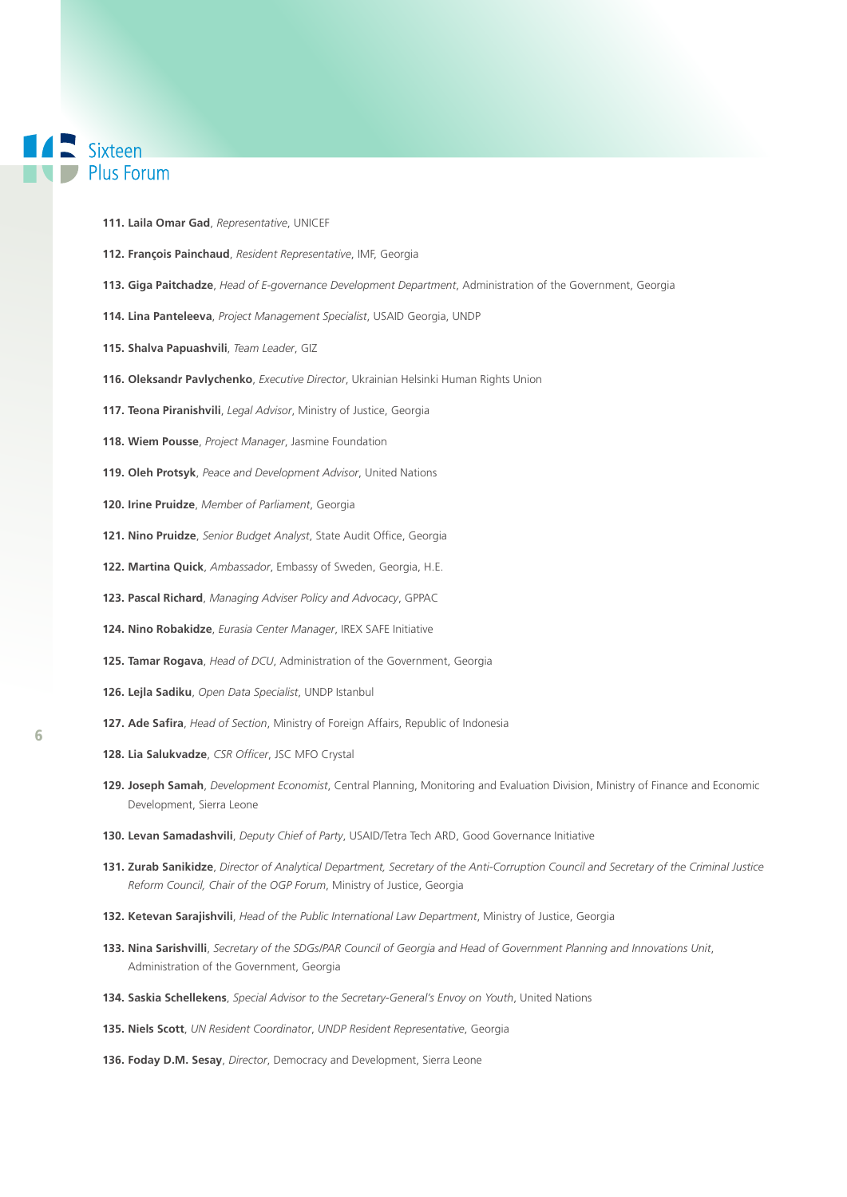111. **Laila Omar Gad**, *Representative*, UNICEF

112. **François Painchaud**, *Resident Representative*, IMF, Georgia

113. **Giga Paitchadze**, *Head of E-governance Development Department*, Administration of the Government, Georgia

114. **Lina Panteleeva**, *Project Management Specialist*, USAID Georgia, UNDP

115. **Shalva Papuashvili**, *Team Leader*, GIZ

116. **Oleksandr Pavlychenko**, *Executive Director*, Ukrainian Helsinki Human Rights Union

117. **Teona Piranishvili**, *Legal Advisor*, Ministry of Justice, Georgia

118. **Wiem Pousse**, *Project Manager*, Jasmine Foundation

119. **Oleh Protsyk**, *Peace and Development Advisor*, United Nations

120. **Irine Pruidze**, *Member of Parliament*, Georgia

121. **Nino Pruidze**, *Senior Budget Analyst*, State Audit Office, Georgia

122. **Martina Quick**, *Ambassador*, Embassy of Sweden, Georgia, H.E.

123. **Pascal Richard**, *Managing Adviser Policy and Advocacy*, GPPAC

124. **Nino Robakidze**, *Eurasia Center Manager*, IREX SAFE Initiative

125. **Tamar Rogava**, *Head of DCU*, Administration of the Government, Georgia

126. **Lejla Sadiku**, *Open Data Specialist*, UNDP Istanbul

127. **Ade Safira**, *Head of Section*, Ministry of Foreign Affairs, Republic of Indonesia

128. **Lia Salukvadze**, *CSR Officer*, JSC MFO Crystal

129. **Joseph Samah**, *Development Economist*, Central Planning, Monitoring and Evaluation Division, Ministry of Finance and Economic Development, Sierra Leone

130. **Levan Samadashvili**, *Deputy Chief of Party*, USAID/Tetra Tech ARD, Good Governance Initiative

131. **Zurab Sanikidze**, *Director of Analytical Department, Secretary of the Anti-Corruption Council and Secretary of the Criminal Justice Reform Council, Chair of the OGP Forum*, Ministry of Justice, Georgia

132. **Ketevan Sarajishvili**, *Head of the Public International Law Department*, Ministry of Justice, Georgia

133. **Nina Sarishvilli**, *Secretary of the SDGs/PAR Council of Georgia and Head of Government Planning and Innovations Unit*, Administration of the Government, Georgia

134. **Saskia Schellekens**, *Special Advisor to the Secretary-General's Envoy on Youth*, United Nations

135. **Niels Scott**, *UN Resident Coordinator, UNDP Resident Representative*, Georgia

136. **Foday D.M. Sesay**, *Director*, Democracy and Development, Sierra Leone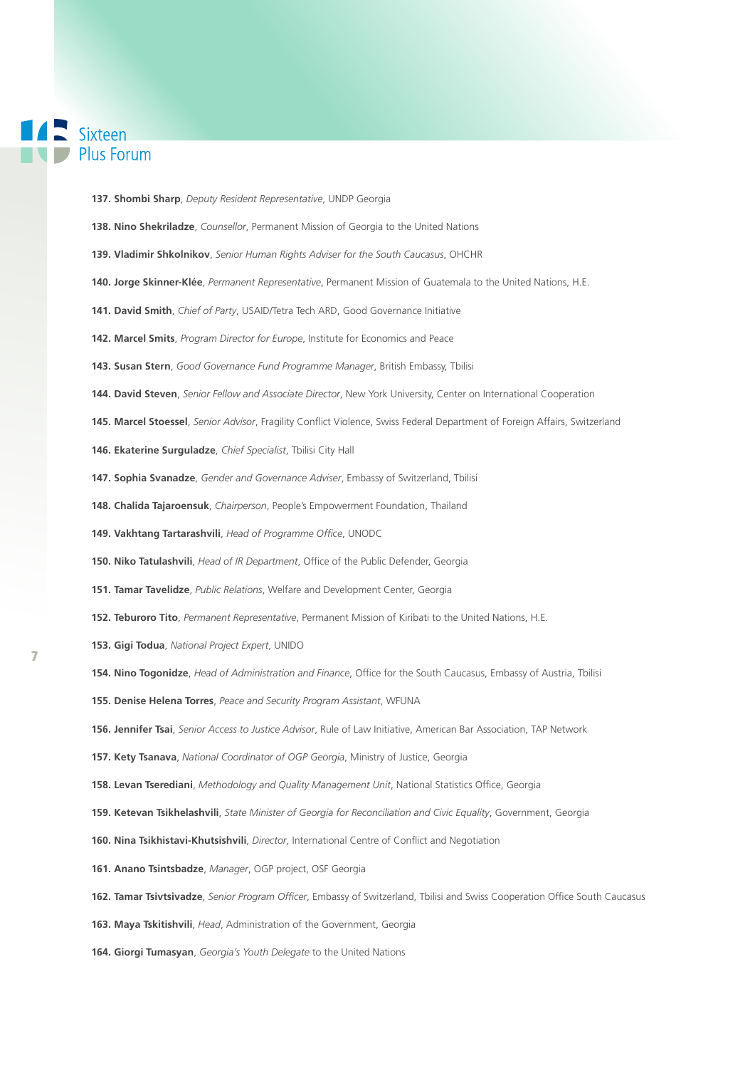**137. Shombi Sharp**, *Deputy Resident Representative*, UNDP Georgia

**138. Nino Shekriladze**, *Counsellor*, Permanent Mission of Georgia to the United Nations

**139. Vladimir Shkolnikov**, *Senior Human Rights Adviser for the South Caucasus*, OHCHR

**140. Jorge Skinner-Klée**, *Permanent Representative*, Permanent Mission of Guatemala to the United Nations, H.E.

**141. David Smith**, *Chief of Party*, USAID/Tetra Tech ARD, Good Governance Initiative

**142. Marcel Smits**, *Program Director for Europe*, Institute for Economics and Peace

**143. Susan Stern**, *Good Governance Fund Programme Manager*, British Embassy, Tbilisi

**144. David Steven**, *Senior Fellow and Associate Director*, New York University, Center on International Cooperation

**145. Marcel Stoessel**, *Senior Advisor*, Fragility Conflict Violence, Swiss Federal Department of Foreign Affairs, Switzerland

**146. Ekaterine Surguladze**, *Chief Specialist*, Tbilisi City Hall

**147. Sophia Svanadze**, *Gender and Governance Adviser*, Embassy of Switzerland, Tbilisi

**148. Chalida Tajaroensuk**, *Chairperson*, People's Empowerment Foundation, Thailand

**149. Vakhtang Tartarashvili**, *Head of Programme Office*, UNODC

**150. Niko Tatulashvili**, *Head of IR Department*, Office of the Public Defender, Georgia

**151. Tamar Tavelidze**, *Public Relations*, Welfare and Development Center, Georgia

**152. Teburoro Tito**, *Permanent Representative*, Permanent Mission of Kiribati to the United Nations, H.E.

**153. Gigi Todua**, *National Project Expert*, UNIDO

**154. Nino Togonidze**, *Head of Administration and Finance*, Office for the South Caucasus, Embassy of Austria, Tbilisi

**155. Denise Helena Torres**, *Peace and Security Program Assistant*, WFUNA

**156. Jennifer Tsai**, *Senior Access to Justice Advisor*, Rule of Law Initiative, American Bar Association, TAP Network

**157. Kety Tsanava**, *National Coordinator of OGP Georgia*, Ministry of Justice, Georgia

**158. Levan Tserediani**, *Methodology and Quality Management Unit*, National Statistics Office, Georgia

**159. Ketevan Tsikhelashvili**, *State Minister of Georgia for Reconciliation and Civic Equality*, Government, Georgia

**160. Nina Tsikhistavi-Khutsishvili**, *Director*, International Centre of Conflict and Negotiation

**161. Anano Tsintsbadze**, *Manager*, OGP project, OSF Georgia

**162. Tamar Tsivtsivadze**, *Senior Program Officer*, Embassy of Switzerland, Tbilisi and Swiss Cooperation Office South Caucasus

**163. Maya Tskitishvili**, *Head*, Administration of the Government, Georgia

**164. Giorgi Tumasyan**, *Georgia's Youth Delegate* to the United Nations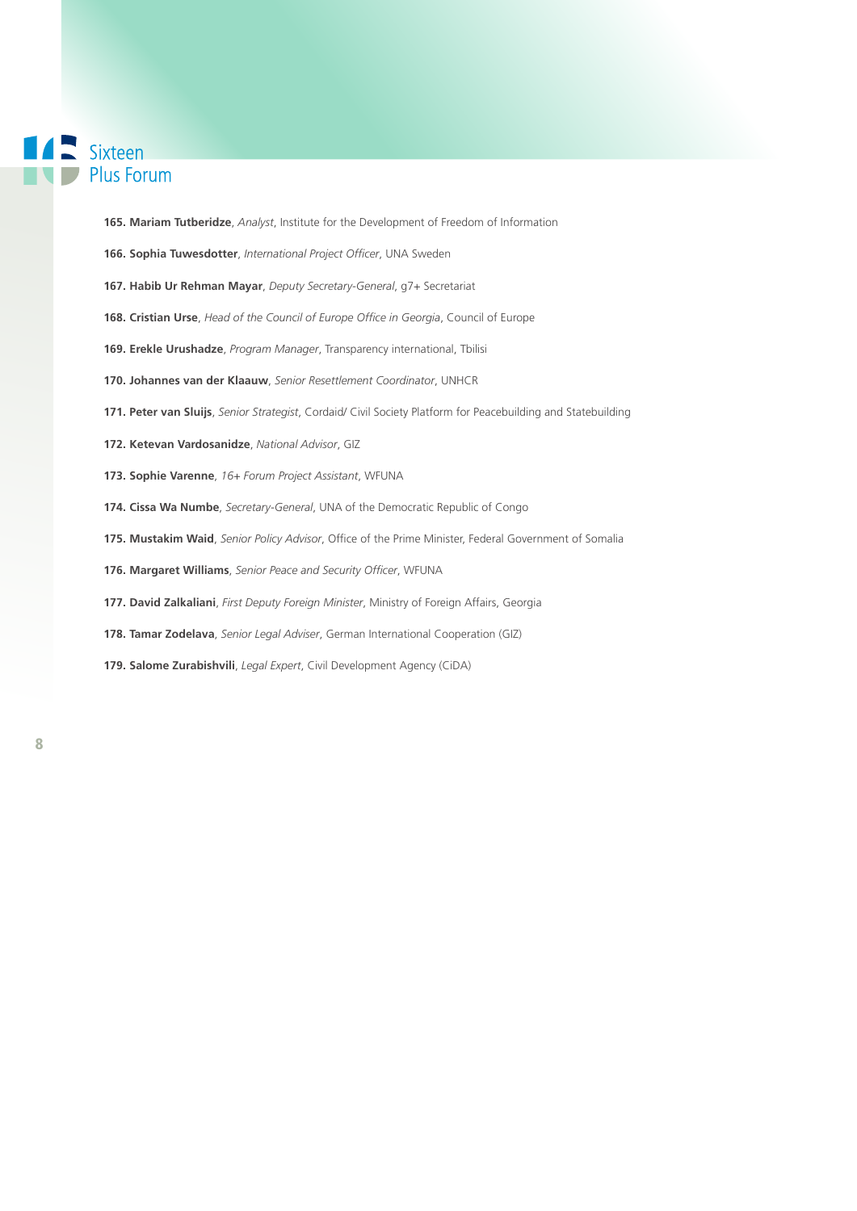**165. Mariam Tutberidze**, *Analyst*, Institute for the Development of Freedom of Information

**166. Sophia Tuwesdotter**, *International Project Officer*, UNA Sweden

**167. Habib Ur Rehman Mayar**, *Deputy Secretary-General*, g7+ Secretariat

**168. Cristian Urse**, *Head of the Council of Europe Office in Georgia*, Council of Europe

**169. Erekle Urushadze**, *Program Manager*, Transparency international, Tbilisi

**170. Johannes van der Klaauw**, *Senior Resettlement Coordinator*, UNHCR

**171. Peter van Sluijs**, *Senior Strategist*, Cordaid/ Civil Society Platform for Peacebuilding and Statebuilding

**172. Ketevan Vardosanidze**, *National Advisor*, GIZ

**173. Sophie Varenne**, *16+ Forum Project Assistant*, WFUNA

**174. Cissa Wa Numbe**, *Secretary-General*, UNA of the Democratic Republic of Congo

**175. Mustakim Waid**, *Senior Policy Advisor*, Office of the Prime Minister, Federal Government of Somalia

**176. Margaret Williams**, *Senior Peace and Security Officer*, WFUNA

**177. David Zalkaliani**, *First Deputy Foreign Minister*, Ministry of Foreign Affairs, Georgia

**178. Tamar Zodelava**, *Senior Legal Adviser*, German International Cooperation (GIZ)

**179. Salome Zurabishvili**, *Legal Expert*, Civil Development Agency (CiDA)